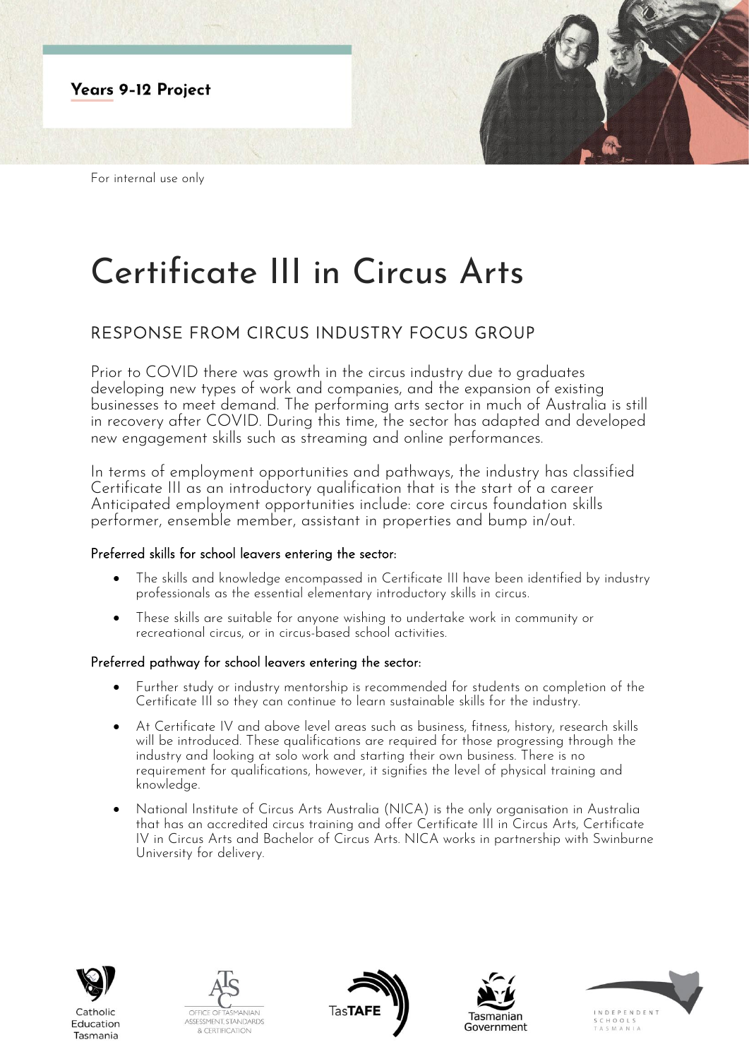**Years 9-12 Project**

For internal use only

# Certificate III in Circus Arts

## RESPONSE FROM CIRCUS INDUSTRY FOCUS GROUP

Prior to COVID there was growth in the circus industry due to graduates developing new types of work and companies, and the expansion of existing businesses to meet demand. The performing arts sector in much of Australia is still in recovery after COVID. During this time, the sector has adapted and developed new engagement skills such as streaming and online performances.

In terms of employment opportunities and pathways, the industry has classified Certificate III as an introductory qualification that is the start of a career Anticipated employment opportunities include: core circus foundation skills performer, ensemble member, assistant in properties and bump in/out.

### Preferred skills for school leavers entering the sector:

- The skills and knowledge encompassed in Certificate III have been identified by industry professionals as the essential elementary introductory skills in circus.
- These skills are suitable for anyone wishing to undertake work in community or recreational circus, or in circus-based school activities.

### Preferred pathway for school leavers entering the sector:

- Further study or industry mentorship is recommended for students on completion of the Certificate III so they can continue to learn sustainable skills for the industry.
- At Certificate IV and above level areas such as business, fitness, history, research skills will be introduced. These qualifications are required for those progressing through the industry and looking at solo work and starting their own business. There is no requirement for qualifications, however, it signifies the level of physical training and knowledge.
- National Institute of Circus Arts Australia (NICA) is the only organisation in Australia that has an accredited circus training and offer Certificate III in Circus Arts, Certificate IV in Circus Arts and Bachelor of Circus Arts. NICA works in partnership with Swinburne University for delivery.

Catholic Education Tasmania | Office of Tasmanian Assessment, Standards & Certification | TasTAFE | Tasmanian Government | Independent Schools Tasmania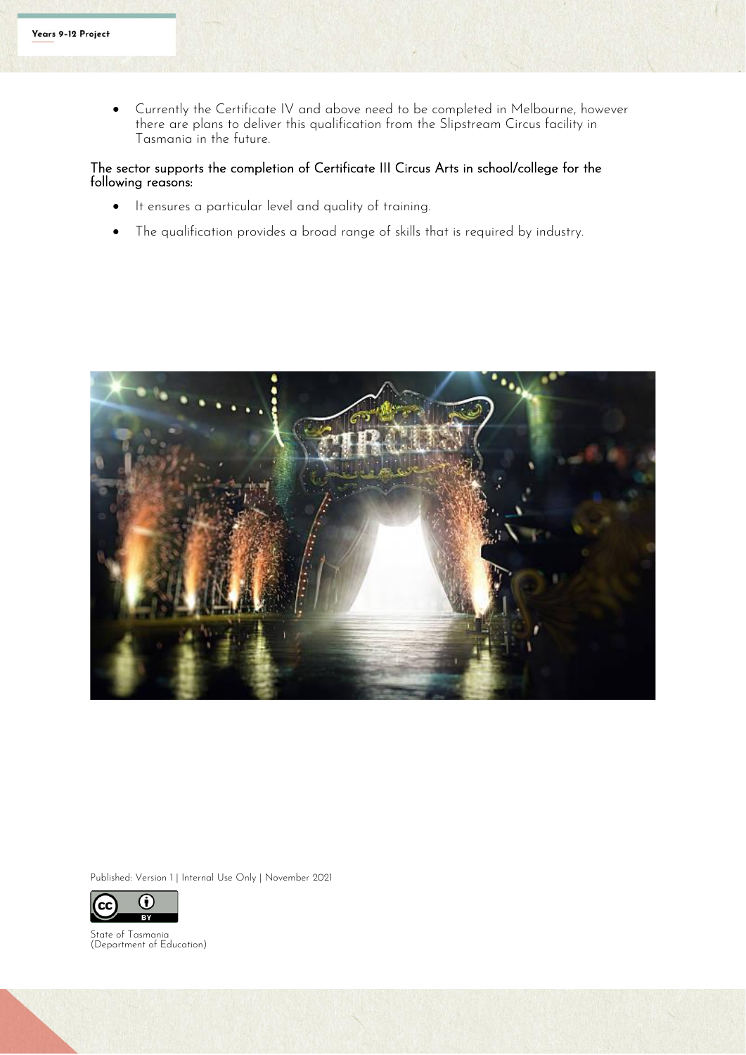- Currently the Certificate IV and above need to be completed in Melbourne, however there are plans to deliver this qualification from the Slipstream Circus facility in Tasmania in the future.

**The sector supports the completion of Certificate III Circus Arts in school/college for the following reasons:**

- It ensures a particular level and quality of training.
- The qualification provides a broad range of skills that is required by industry.

Published: Version 1 | Internal Use Only | November 2021

State of Tasmania
(Department of Education)